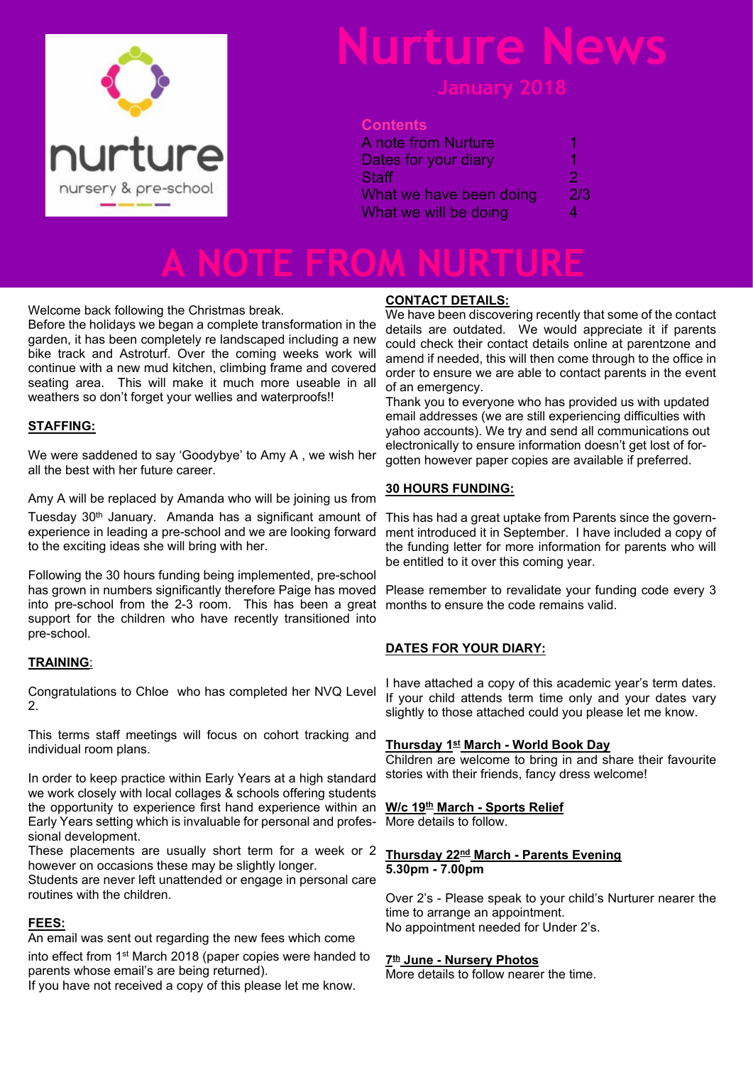nurture

nursery & pre-school

# Nurture News

## January 2018

**Contents**

| | |
|---|---|
| A note from Nurture | 1 |
| Dates for your diary | 1 |
| Staff | 2 |
| What we have been doing | 2/3 |
| What we will be doing | 4 |

# A NOTE FROM NURTURE

Welcome back following the Christmas break.
Before the holidays we began a complete transformation in the garden, it has been completely re landscaped including a new bike track and Astroturf. Over the coming weeks work will continue with a new mud kitchen, climbing frame and covered seating area. This will make it much more useable in all weathers so don't forget your wellies and waterproofs!!

**STAFFING:**

We were saddened to say 'Goodybye' to Amy A , we wish her all the best with her future career.

Amy A will be replaced by Amanda who will be joining us from Tuesday 30th January. Amanda has a significant amount of experience in leading a pre-school and we are looking forward to the exciting ideas she will bring with her.

Following the 30 hours funding being implemented, pre-school has grown in numbers significantly therefore Paige has moved into pre-school from the 2-3 room. This has been a great support for the children who have recently transitioned into pre-school.

**TRAINING**:

Congratulations to Chloe who has completed her NVQ Level 2.

This terms staff meetings will focus on cohort tracking and individual room plans.

In order to keep practice within Early Years at a high standard we work closely with local collages & schools offering students the opportunity to experience first hand experience within an Early Years setting which is invaluable for personal and professional development.
These placements are usually short term for a week or 2 however on occasions these may be slightly longer.
Students are never left unattended or engage in personal care routines with the children.

**FEES:**
An email was sent out regarding the new fees which come into effect from 1st March 2018 (paper copies were handed to parents whose email's are being returned).
If you have not received a copy of this please let me know.

**CONTACT DETAILS:**
We have been discovering recently that some of the contact details are outdated. We would appreciate it if parents could check their contact details online at parentzone and amend if needed, this will then come through to the office in order to ensure we are able to contact parents in the event of an emergency.
Thank you to everyone who has provided us with updated email addresses (we are still experiencing difficulties with yahoo accounts). We try and send all communications out electronically to ensure information doesn't get lost of forgotten however paper copies are available if preferred.

**30 HOURS FUNDING:**

This has had a great uptake from Parents since the government introduced it in September. I have included a copy of the funding letter for more information for parents who will be entitled to it over this coming year.

Please remember to revalidate your funding code every 3 months to ensure the code remains valid.

**DATES FOR YOUR DIARY:**

I have attached a copy of this academic year's term dates. If your child attends term time only and your dates vary slightly to those attached could you please let me know.

**Thursday 1st March - World Book Day**
Children are welcome to bring in and share their favourite stories with their friends, fancy dress welcome!

**W/c 19th March - Sports Relief**
More details to follow.

**Thursday 22nd March - Parents Evening**
**5.30pm - 7.00pm**

Over 2's - Please speak to your child's Nurturer nearer the time to arrange an appointment.
No appointment needed for Under 2's.

**7th June - Nursery Photos**
More details to follow nearer the time.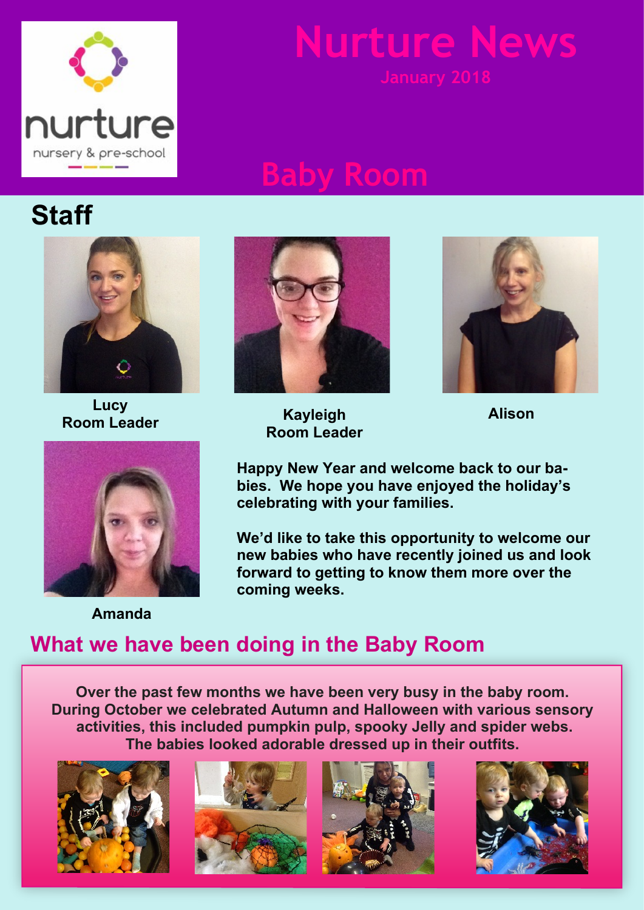# Nurture News

January 2018

## Baby Room

### Staff

**Lucy**
**Room Leader**

**Kayleigh**
**Room Leader**

**Alison**

**Amanda**

**Happy New Year and welcome back to our babies. We hope you have enjoyed the holiday's celebrating with your families.**

**We'd like to take this opportunity to welcome our new babies who have recently joined us and look forward to getting to know them more over the coming weeks.**

## What we have been doing in the Baby Room

**Over the past few months we have been very busy in the baby room. During October we celebrated Autumn and Halloween with various sensory activities, this included pumpkin pulp, spooky Jelly and spider webs. The babies looked adorable dressed up in their outfits.**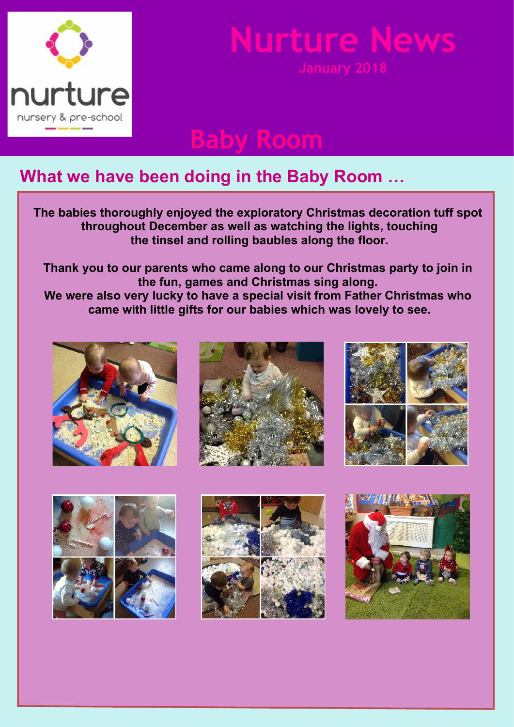nurture

nursery & pre-school

# Nurture News

January 2018

## Baby Room

### What we have been doing in the Baby Room …

**The babies thoroughly enjoyed the exploratory Christmas decoration tuff spot throughout December as well as watching the lights, touching the tinsel and rolling baubles along the floor.**

**Thank you to our parents who came along to our Christmas party to join in the fun, games and Christmas sing along.**
**We were also very lucky to have a special visit from Father Christmas who came with little gifts for our babies which was lovely to see.**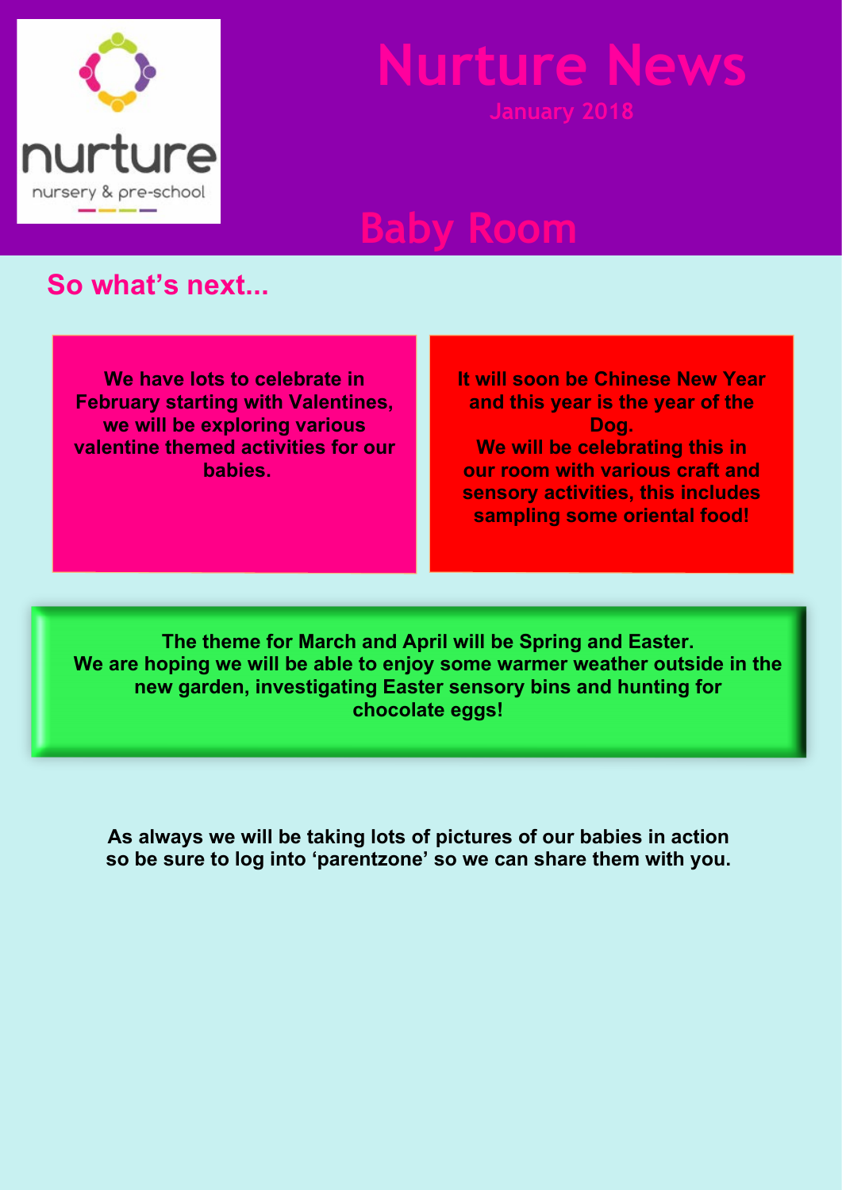# Nurture News

**January 2018**

## Baby Room

### So what's next...

**We have lots to celebrate in February starting with Valentines, we will be exploring various valentine themed activities for our babies.**

**It will soon be Chinese New Year and this year is the year of the Dog.**
**We will be celebrating this in our room with various craft and sensory activities, this includes sampling some oriental food!**

**The theme for March and April will be Spring and Easter.**
**We are hoping we will be able to enjoy some warmer weather outside in the new garden, investigating Easter sensory bins and hunting for chocolate eggs!**

**As always we will be taking lots of pictures of our babies in action so be sure to log into 'parentzone' so we can share them with you.**